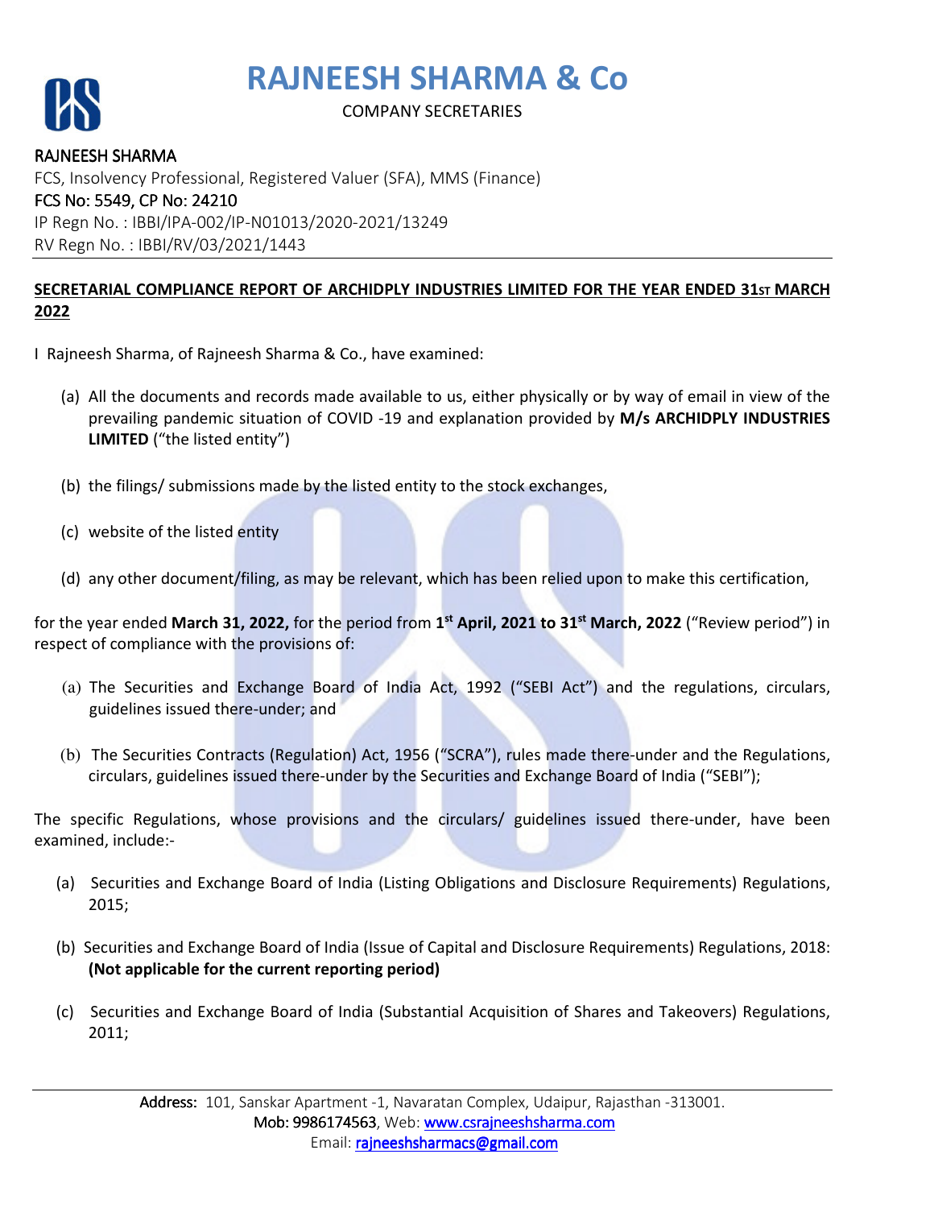# RAJNEESH SHARMA & Co

COMPANY SECRETARIES

RAJNEESH SHARMA
FCS, Insolvency Professional, Registered Valuer (SFA), MMS (Finance)
FCS No: 5549, CP No: 24210
IP Regn No. : IBBI/IPA-002/IP-N01013/2020-2021/13249
RV Regn No. : IBBI/RV/03/2021/1443

## SECRETARIAL COMPLIANCE REPORT OF ARCHIDPLY INDUSTRIES LIMITED FOR THE YEAR ENDED 31ST MARCH 2022

I Rajneesh Sharma, of Rajneesh Sharma & Co., have examined:

(a) All the documents and records made available to us, either physically or by way of email in view of the prevailing pandemic situation of COVID -19 and explanation provided by **M/s ARCHIDPLY INDUSTRIES LIMITED** ("the listed entity")

(b) the filings/ submissions made by the listed entity to the stock exchanges,

(c) website of the listed entity

(d) any other document/filing, as may be relevant, which has been relied upon to make this certification,

for the year ended **March 31, 2022,** for the period from **1st April, 2021 to 31st March, 2022** ("Review period") in respect of compliance with the provisions of:

(a) The Securities and Exchange Board of India Act, 1992 ("SEBI Act") and the regulations, circulars, guidelines issued there-under; and

(b) The Securities Contracts (Regulation) Act, 1956 ("SCRA"), rules made there-under and the Regulations, circulars, guidelines issued there-under by the Securities and Exchange Board of India ("SEBI");

The specific Regulations, whose provisions and the circulars/ guidelines issued there-under, have been examined, include:-

(a) Securities and Exchange Board of India (Listing Obligations and Disclosure Requirements) Regulations, 2015;

(b) Securities and Exchange Board of India (Issue of Capital and Disclosure Requirements) Regulations, 2018: **(Not applicable for the current reporting period)**

(c) Securities and Exchange Board of India (Substantial Acquisition of Shares and Takeovers) Regulations, 2011;

Address: 101, Sanskar Apartment -1, Navaratan Complex, Udaipur, Rajasthan -313001.
Mob: 9986174563, Web: www.csrajneeshsharma.com
Email: rajneeshsharmacs@gmail.com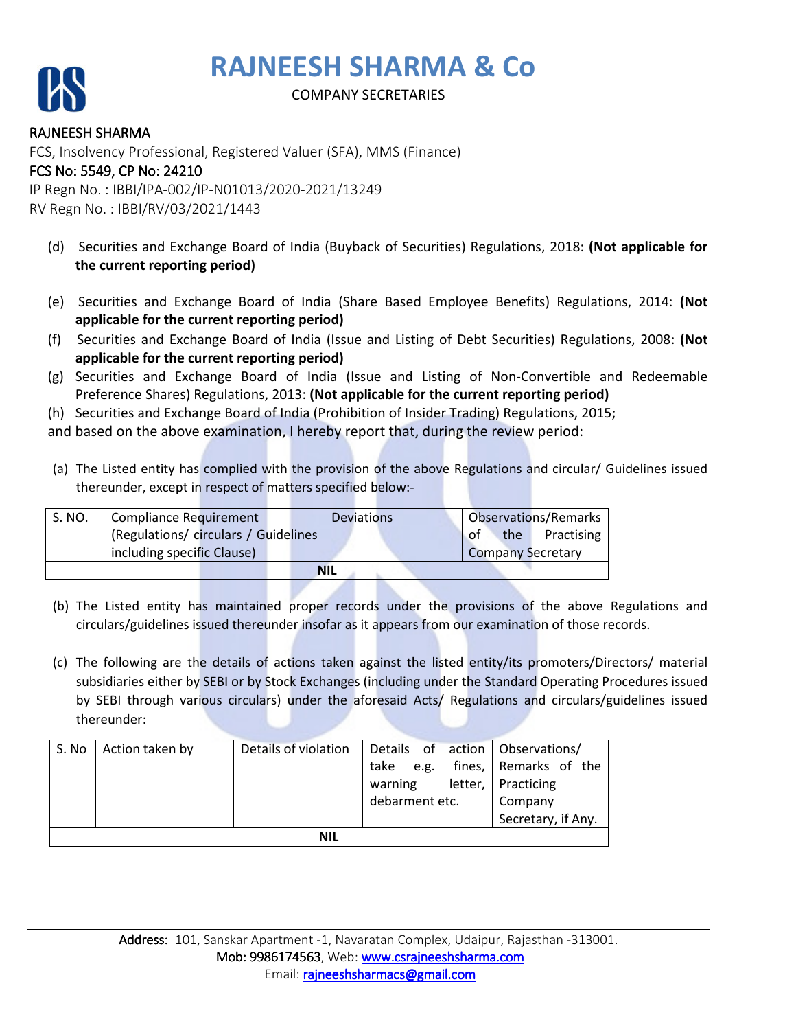(d) Securities and Exchange Board of India (Buyback of Securities) Regulations, 2018: **(Not applicable for the current reporting period)**

(e) Securities and Exchange Board of India (Share Based Employee Benefits) Regulations, 2014: **(Not applicable for the current reporting period)**

(f) Securities and Exchange Board of India (Issue and Listing of Debt Securities) Regulations, 2008: **(Not applicable for the current reporting period)**

(g) Securities and Exchange Board of India (Issue and Listing of Non-Convertible and Redeemable Preference Shares) Regulations, 2013: **(Not applicable for the current reporting period)**

(h) Securities and Exchange Board of India (Prohibition of Insider Trading) Regulations, 2015;

and based on the above examination, I hereby report that, during the review period:

(a) The Listed entity has complied with the provision of the above Regulations and circular/ Guidelines issued thereunder, except in respect of matters specified below:-

| S. NO. | Compliance Requirement (Regulations/ circulars / Guidelines including specific Clause) | Deviations | Observations/Remarks of the Practising Company Secretary |
|---|---|---|---|
| **NIL** | | | |

(b) The Listed entity has maintained proper records under the provisions of the above Regulations and circulars/guidelines issued thereunder insofar as it appears from our examination of those records.

(c) The following are the details of actions taken against the listed entity/its promoters/Directors/ material subsidiaries either by SEBI or by Stock Exchanges (including under the Standard Operating Procedures issued by SEBI through various circulars) under the aforesaid Acts/ Regulations and circulars/guidelines issued thereunder:

| S. No | Action taken by | Details of violation | Details of action take e.g. fines, warning letter, debarment etc. | Observations/ Remarks of the Practicing Company Secretary, if Any. |
|---|---|---|---|---|
| **NIL** | | | | |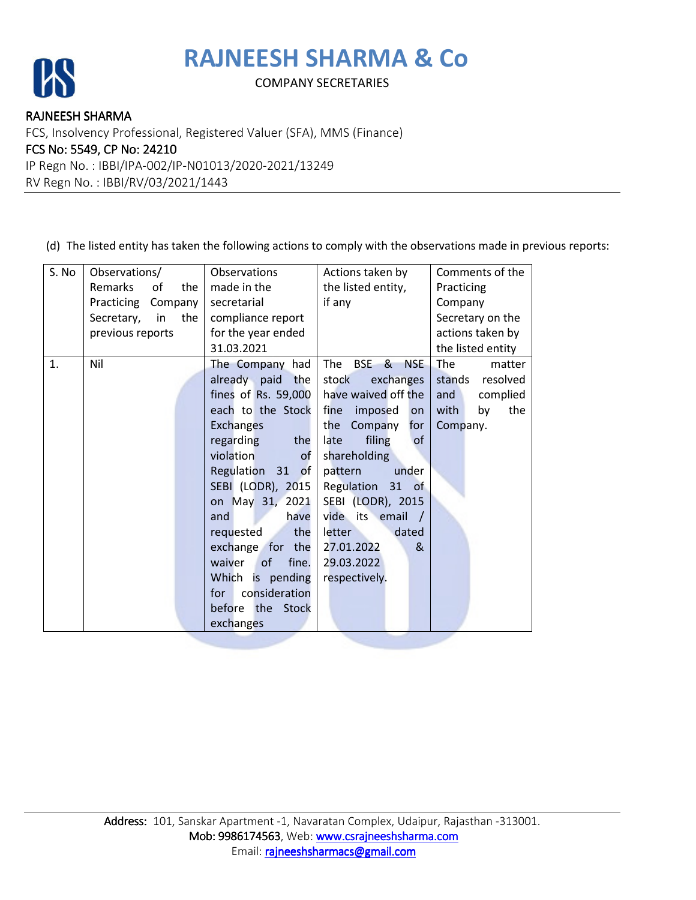(d) The listed entity has taken the following actions to comply with the observations made in previous reports:

| S. No | Observations/ Remarks of the Practicing Company Secretary, in the previous reports | Observations made in the secretarial compliance report for the year ended 31.03.2021 | Actions taken by the listed entity, if any | Comments of the Practicing Company Secretary on the actions taken by the listed entity |
|---|---|---|---|---|
| 1. | Nil | The Company had already paid the fines of Rs. 59,000 each to the Stock Exchanges regarding the violation of Regulation 31 of SEBI (LODR), 2015 on May 31, 2021 and have requested the exchange for the waiver of fine. Which is pending for consideration before the Stock exchanges | The BSE & NSE stock exchanges have waived off the fine imposed on the Company for late filing of shareholding pattern under Regulation 31 of SEBI (LODR), 2015 vide its email / letter dated 27.01.2022 & 29.03.2022 respectively. | The matter stands resolved and complied with by the Company. |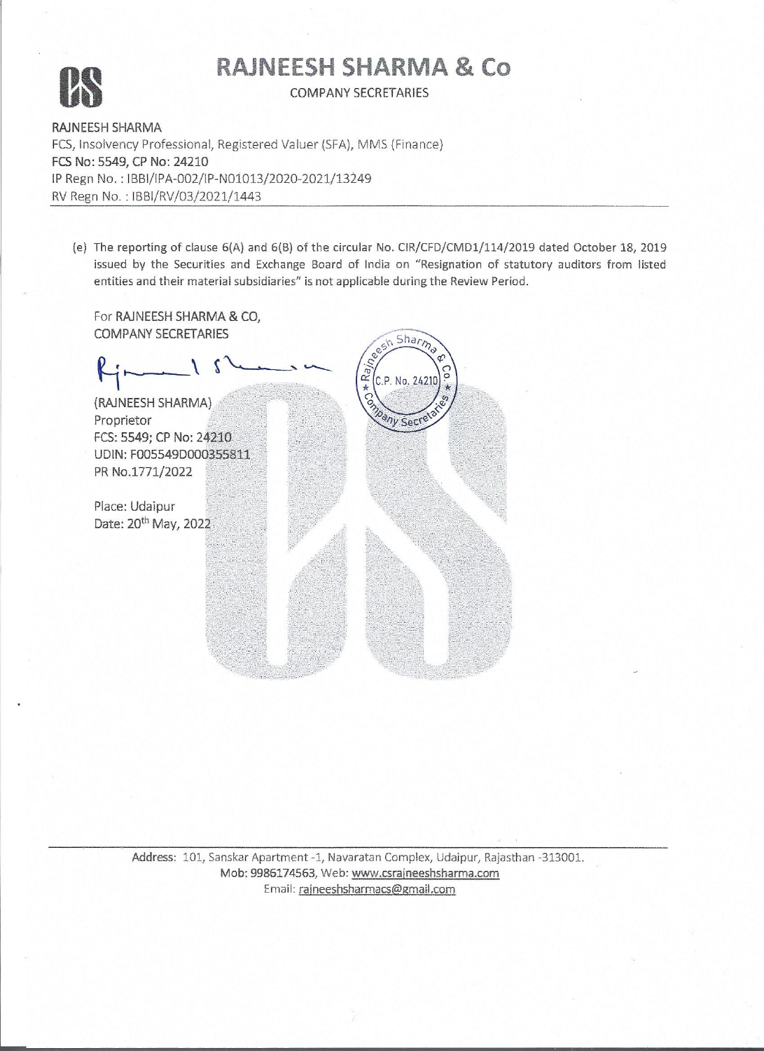(e) The reporting of clause 6(A) and 6(B) of the circular No. CIR/CFD/CMD1/114/2019 dated October 18, 2019 issued by the Securities and Exchange Board of India on "Resignation of statutory auditors from listed entities and their material subsidiaries" is not applicable during the Review Period.

For RAJNEESH SHARMA & CO,
COMPANY SECRETARIES

(RAJNEESH SHARMA)
Proprietor
FCS: 5549; CP No: 24210
UDIN: F005549D000355811
PR No.1771/2022

Place: Udaipur
Date: 20th May, 2022